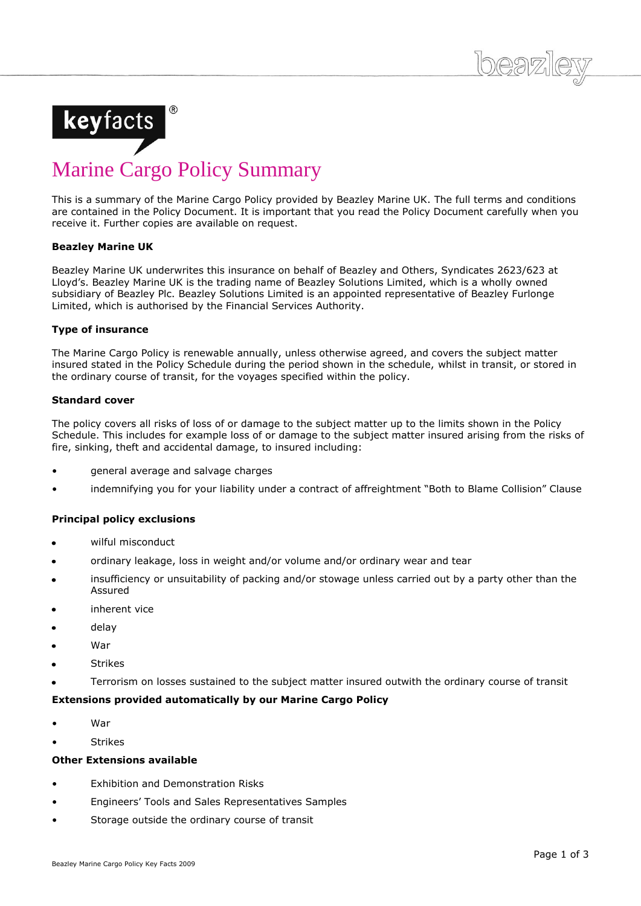keyfacts®

# Marine Cargo Policy Summary

This is a summary of the Marine Cargo Policy provided by Beazley Marine UK. The full terms and conditions are contained in the Policy Document. It is important that you read the Policy Document carefully when you receive it. Further copies are available on request.

**Beazley Marine UK**

Beazley Marine UK underwrites this insurance on behalf of Beazley and Others, Syndicates 2623/623 at Lloyd's. Beazley Marine UK is the trading name of Beazley Solutions Limited, which is a wholly owned subsidiary of Beazley Plc. Beazley Solutions Limited is an appointed representative of Beazley Furlonge Limited, which is authorised by the Financial Services Authority.

**Type of insurance**

The Marine Cargo Policy is renewable annually, unless otherwise agreed, and covers the subject matter insured stated in the Policy Schedule during the period shown in the schedule, whilst in transit, or stored in the ordinary course of transit, for the voyages specified within the policy.

**Standard cover**

The policy covers all risks of loss of or damage to the subject matter up to the limits shown in the Policy Schedule. This includes for example loss of or damage to the subject matter insured arising from the risks of fire, sinking, theft and accidental damage, to insured including:

- general average and salvage charges
- indemnifying you for your liability under a contract of affreightment "Both to Blame Collision" Clause

**Principal policy exclusions**

- wilful misconduct
- ordinary leakage, loss in weight and/or volume and/or ordinary wear and tear
- insufficiency or unsuitability of packing and/or stowage unless carried out by a party other than the Assured
- inherent vice
- delay
- War
- Strikes
- Terrorism on losses sustained to the subject matter insured outwith the ordinary course of transit

**Extensions provided automatically by our Marine Cargo Policy**

- War
- Strikes

**Other Extensions available**

- Exhibition and Demonstration Risks
- Engineers' Tools and Sales Representatives Samples
- Storage outside the ordinary course of transit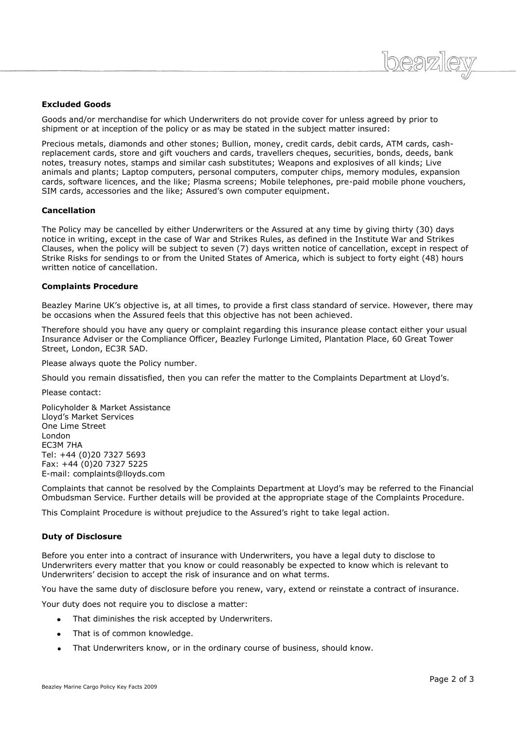### Excluded Goods

Goods and/or merchandise for which Underwriters do not provide cover for unless agreed by prior to shipment or at inception of the policy or as may be stated in the subject matter insured:

Precious metals, diamonds and other stones; Bullion, money, credit cards, debit cards, ATM cards, cash-replacement cards, store and gift vouchers and cards, travellers cheques, securities, bonds, deeds, bank notes, treasury notes, stamps and similar cash substitutes; Weapons and explosives of all kinds; Live animals and plants; Laptop computers, personal computers, computer chips, memory modules, expansion cards, software licences, and the like; Plasma screens; Mobile telephones, pre-paid mobile phone vouchers, SIM cards, accessories and the like; Assured's own computer equipment.

### Cancellation

The Policy may be cancelled by either Underwriters or the Assured at any time by giving thirty (30) days notice in writing, except in the case of War and Strikes Rules, as defined in the Institute War and Strikes Clauses, when the policy will be subject to seven (7) days written notice of cancellation, except in respect of Strike Risks for sendings to or from the United States of America, which is subject to forty eight (48) hours written notice of cancellation.

### Complaints Procedure

Beazley Marine UK's objective is, at all times, to provide a first class standard of service. However, there may be occasions when the Assured feels that this objective has not been achieved.

Therefore should you have any query or complaint regarding this insurance please contact either your usual Insurance Adviser or the Compliance Officer, Beazley Furlonge Limited, Plantation Place, 60 Great Tower Street, London, EC3R 5AD.

Please always quote the Policy number.

Should you remain dissatisfied, then you can refer the matter to the Complaints Department at Lloyd's.

Please contact:

Policyholder & Market Assistance
Lloyd's Market Services
One Lime Street
London
EC3M 7HA
Tel: +44 (0)20 7327 5693
Fax: +44 (0)20 7327 5225
E-mail: complaints@lloyds.com

Complaints that cannot be resolved by the Complaints Department at Lloyd's may be referred to the Financial Ombudsman Service. Further details will be provided at the appropriate stage of the Complaints Procedure.

This Complaint Procedure is without prejudice to the Assured's right to take legal action.

### Duty of Disclosure

Before you enter into a contract of insurance with Underwriters, you have a legal duty to disclose to Underwriters every matter that you know or could reasonably be expected to know which is relevant to Underwriters' decision to accept the risk of insurance and on what terms.

You have the same duty of disclosure before you renew, vary, extend or reinstate a contract of insurance.

Your duty does not require you to disclose a matter:

- That diminishes the risk accepted by Underwriters.
- That is of common knowledge.
- That Underwriters know, or in the ordinary course of business, should know.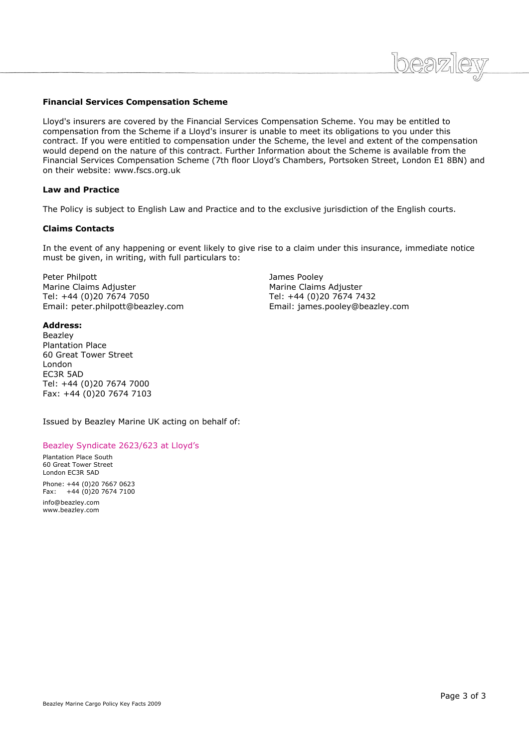## Financial Services Compensation Scheme

Lloyd's insurers are covered by the Financial Services Compensation Scheme. You may be entitled to compensation from the Scheme if a Lloyd's insurer is unable to meet its obligations to you under this contract. If you were entitled to compensation under the Scheme, the level and extent of the compensation would depend on the nature of this contract. Further Information about the Scheme is available from the Financial Services Compensation Scheme (7th floor Lloyd's Chambers, Portsoken Street, London E1 8BN) and on their website: www.fscs.org.uk

## Law and Practice

The Policy is subject to English Law and Practice and to the exclusive jurisdiction of the English courts.

## Claims Contacts

In the event of any happening or event likely to give rise to a claim under this insurance, immediate notice must be given, in writing, with full particulars to:

Peter Philpott
Marine Claims Adjuster
Tel: +44 (0)20 7674 7050
Email: peter.philpott@beazley.com

James Pooley
Marine Claims Adjuster
Tel: +44 (0)20 7674 7432
Email: james.pooley@beazley.com

**Address:**
Beazley
Plantation Place
60 Great Tower Street
London
EC3R 5AD
Tel: +44 (0)20 7674 7000
Fax: +44 (0)20 7674 7103

Issued by Beazley Marine UK acting on behalf of:

Beazley Syndicate 2623/623 at Lloyd's

Plantation Place South
60 Great Tower Street
London EC3R 5AD

Phone: +44 (0)20 7667 0623
Fax: +44 (0)20 7674 7100

info@beazley.com
www.beazley.com

Beazley Marine Cargo Policy Key Facts 2009